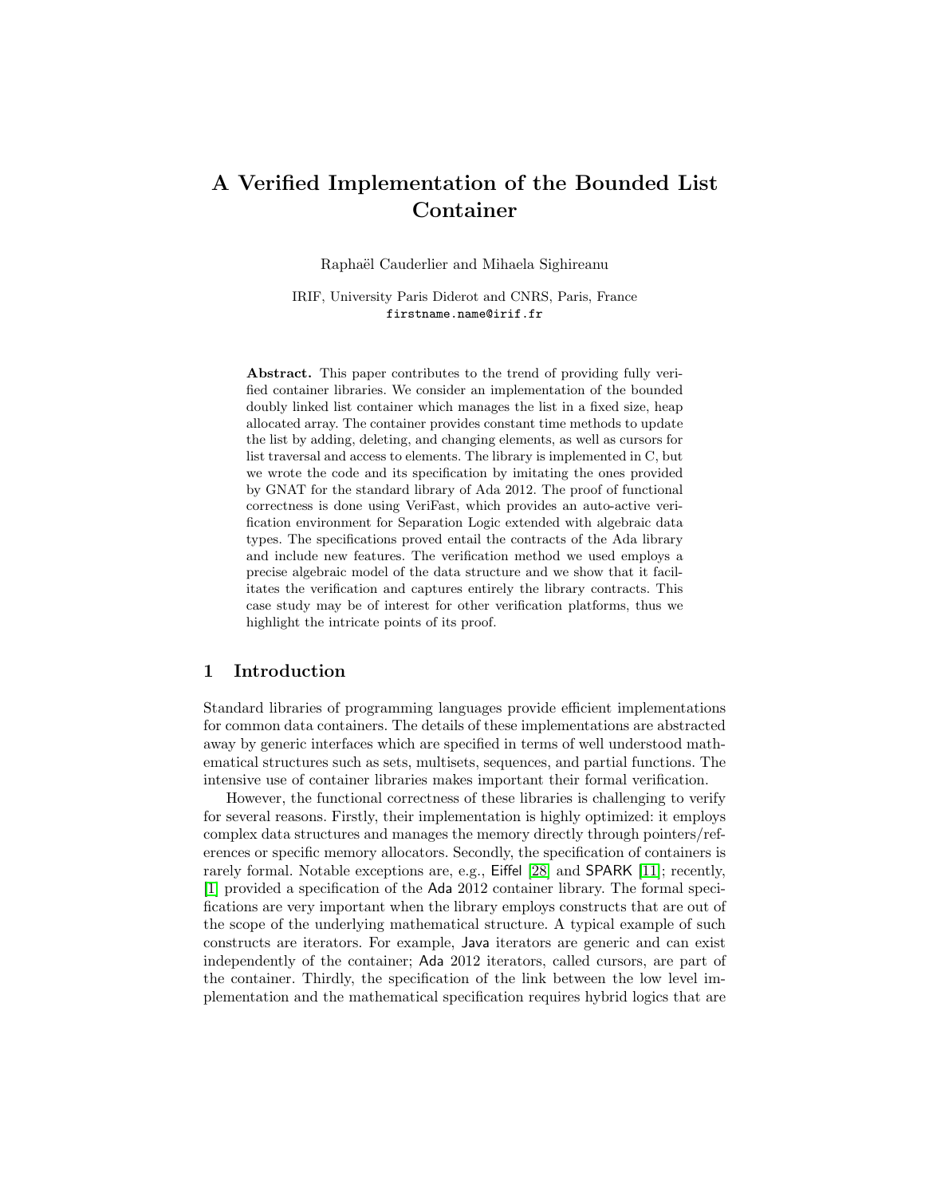# A Verified Implementation of the Bounded List Container

Raphaël Cauderlier and Mihaela Sighireanu

IRIF, University Paris Diderot and CNRS, Paris, France
firstname.name@irif.fr

**Abstract.** This paper contributes to the trend of providing fully verified container libraries. We consider an implementation of the bounded doubly linked list container which manages the list in a fixed size, heap allocated array. The container provides constant time methods to update the list by adding, deleting, and changing elements, as well as cursors for list traversal and access to elements. The library is implemented in C, but we wrote the code and its specification by imitating the ones provided by GNAT for the standard library of Ada 2012. The proof of functional correctness is done using VeriFast, which provides an auto-active verification environment for Separation Logic extended with algebraic data types. The specifications proved entail the contracts of the Ada library and include new features. The verification method we used employs a precise algebraic model of the data structure and we show that it facilitates the verification and captures entirely the library contracts. This case study may be of interest for other verification platforms, thus we highlight the intricate points of its proof.

## 1 Introduction

Standard libraries of programming languages provide efficient implementations for common data containers. The details of these implementations are abstracted away by generic interfaces which are specified in terms of well understood mathematical structures such as sets, multisets, sequences, and partial functions. The intensive use of container libraries makes important their formal verification.

However, the functional correctness of these libraries is challenging to verify for several reasons. Firstly, their implementation is highly optimized: it employs complex data structures and manages the memory directly through pointers/references or specific memory allocators. Secondly, the specification of containers is rarely formal. Notable exceptions are, e.g., Eiffel [28] and SPARK [11]; recently, [1] provided a specification of the Ada 2012 container library. The formal specifications are very important when the library employs constructs that are out of the scope of the underlying mathematical structure. A typical example of such constructs are iterators. For example, Java iterators are generic and can exist independently of the container; Ada 2012 iterators, called cursors, are part of the container. Thirdly, the specification of the link between the low level implementation and the mathematical specification requires hybrid logics that are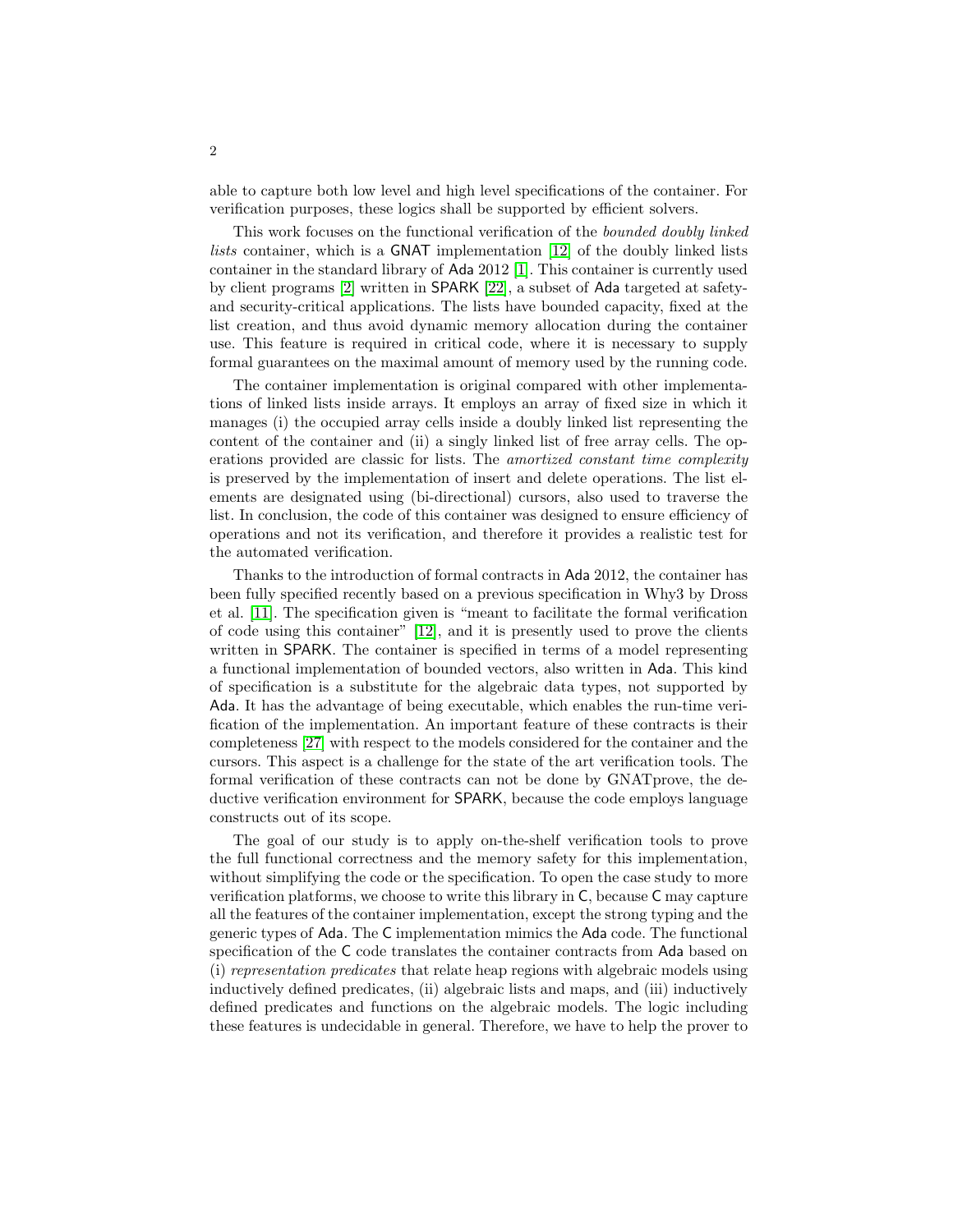able to capture both low level and high level specifications of the container. For verification purposes, these logics shall be supported by efficient solvers.

This work focuses on the functional verification of the *bounded doubly linked lists* container, which is a GNAT implementation [12] of the doubly linked lists container in the standard library of Ada 2012 [1]. This container is currently used by client programs [2] written in SPARK [22], a subset of Ada targeted at safety- and security-critical applications. The lists have bounded capacity, fixed at the list creation, and thus avoid dynamic memory allocation during the container use. This feature is required in critical code, where it is necessary to supply formal guarantees on the maximal amount of memory used by the running code.

The container implementation is original compared with other implementations of linked lists inside arrays. It employs an array of fixed size in which it manages (i) the occupied array cells inside a doubly linked list representing the content of the container and (ii) a singly linked list of free array cells. The operations provided are classic for lists. The *amortized constant time complexity* is preserved by the implementation of insert and delete operations. The list elements are designated using (bi-directional) cursors, also used to traverse the list. In conclusion, the code of this container was designed to ensure efficiency of operations and not its verification, and therefore it provides a realistic test for the automated verification.

Thanks to the introduction of formal contracts in Ada 2012, the container has been fully specified recently based on a previous specification in Why3 by Dross et al. [11]. The specification given is "meant to facilitate the formal verification of code using this container" [12], and it is presently used to prove the clients written in SPARK. The container is specified in terms of a model representing a functional implementation of bounded vectors, also written in Ada. This kind of specification is a substitute for the algebraic data types, not supported by Ada. It has the advantage of being executable, which enables the run-time verification of the implementation. An important feature of these contracts is their completeness [27] with respect to the models considered for the container and the cursors. This aspect is a challenge for the state of the art verification tools. The formal verification of these contracts can not be done by GNATprove, the deductive verification environment for SPARK, because the code employs language constructs out of its scope.

The goal of our study is to apply on-the-shelf verification tools to prove the full functional correctness and the memory safety for this implementation, without simplifying the code or the specification. To open the case study to more verification platforms, we choose to write this library in C, because C may capture all the features of the container implementation, except the strong typing and the generic types of Ada. The C implementation mimics the Ada code. The functional specification of the C code translates the container contracts from Ada based on (i) *representation predicates* that relate heap regions with algebraic models using inductively defined predicates, (ii) algebraic lists and maps, and (iii) inductively defined predicates and functions on the algebraic models. The logic including these features is undecidable in general. Therefore, we have to help the prover to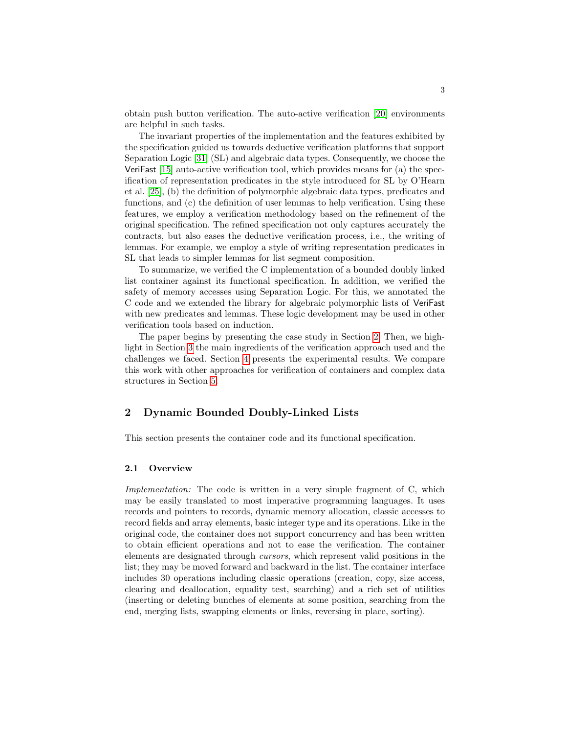obtain push button verification. The auto-active verification [20] environments are helpful in such tasks.

The invariant properties of the implementation and the features exhibited by the specification guided us towards deductive verification platforms that support Separation Logic [31] (SL) and algebraic data types. Consequently, we choose the VeriFast [15] auto-active verification tool, which provides means for (a) the specification of representation predicates in the style introduced for SL by O'Hearn et al. [25], (b) the definition of polymorphic algebraic data types, predicates and functions, and (c) the definition of user lemmas to help verification. Using these features, we employ a verification methodology based on the refinement of the original specification. The refined specification not only captures accurately the contracts, but also eases the deductive verification process, i.e., the writing of lemmas. For example, we employ a style of writing representation predicates in SL that leads to simpler lemmas for list segment composition.

To summarize, we verified the C implementation of a bounded doubly linked list container against its functional specification. In addition, we verified the safety of memory accesses using Separation Logic. For this, we annotated the C code and we extended the library for algebraic polymorphic lists of VeriFast with new predicates and lemmas. These logic development may be used in other verification tools based on induction.

The paper begins by presenting the case study in Section 2. Then, we highlight in Section 3 the main ingredients of the verification approach used and the challenges we faced. Section 4 presents the experimental results. We compare this work with other approaches for verification of containers and complex data structures in Section 5.

## 2 Dynamic Bounded Doubly-Linked Lists

This section presents the container code and its functional specification.

### 2.1 Overview

*Implementation:* The code is written in a very simple fragment of C, which may be easily translated to most imperative programming languages. It uses records and pointers to records, dynamic memory allocation, classic accesses to record fields and array elements, basic integer type and its operations. Like in the original code, the container does not support concurrency and has been written to obtain efficient operations and not to ease the verification. The container elements are designated through *cursors*, which represent valid positions in the list; they may be moved forward and backward in the list. The container interface includes 30 operations including classic operations (creation, copy, size access, clearing and deallocation, equality test, searching) and a rich set of utilities (inserting or deleting bunches of elements at some position, searching from the end, merging lists, swapping elements or links, reversing in place, sorting).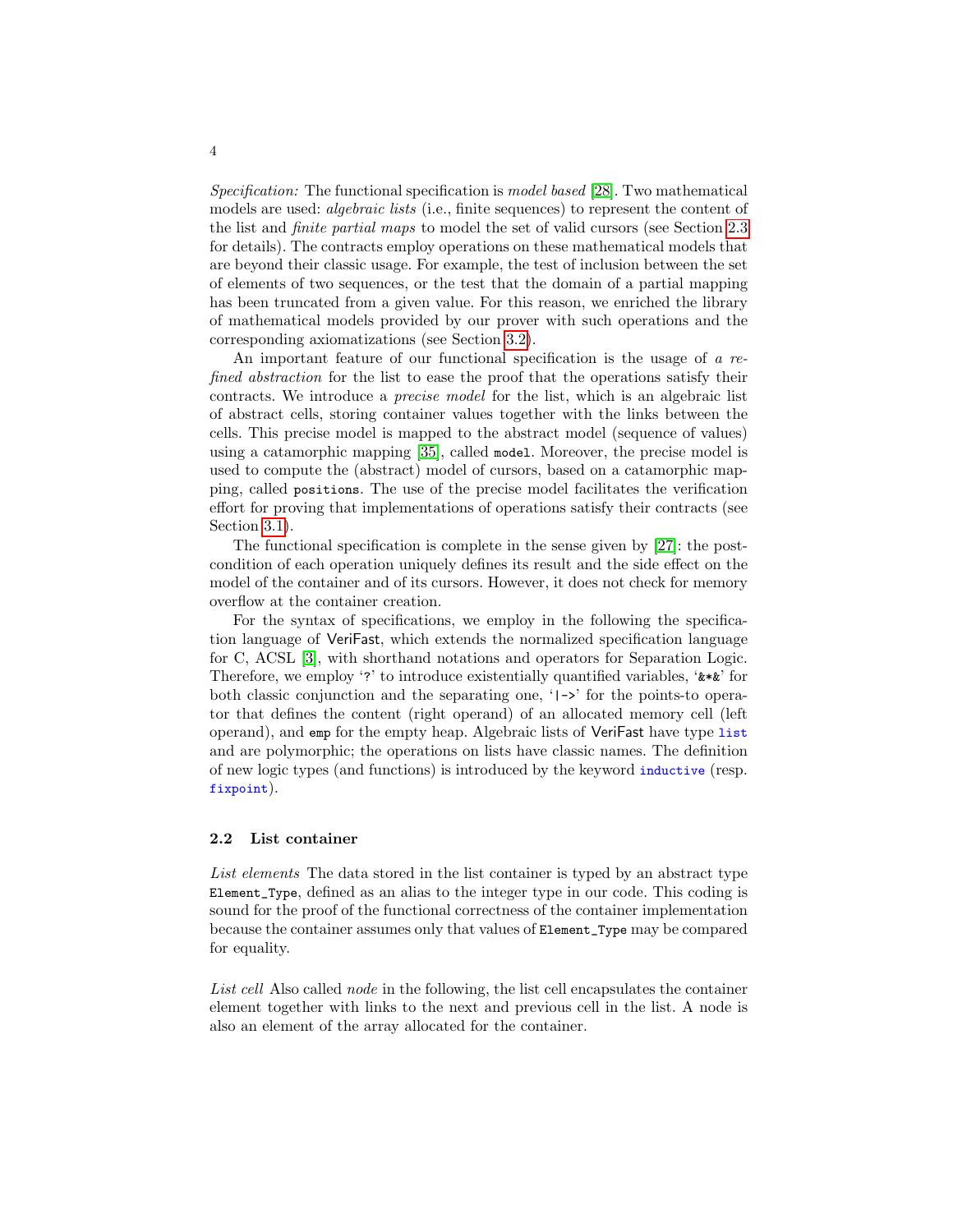*Specification:* The functional specification is *model based* [28]. Two mathematical models are used: *algebraic lists* (i.e., finite sequences) to represent the content of the list and *finite partial maps* to model the set of valid cursors (see Section 2.3 for details). The contracts employ operations on these mathematical models that are beyond their classic usage. For example, the test of inclusion between the set of elements of two sequences, or the test that the domain of a partial mapping has been truncated from a given value. For this reason, we enriched the library of mathematical models provided by our prover with such operations and the corresponding axiomatizations (see Section 3.2).

An important feature of our functional specification is the usage of *a refined abstraction* for the list to ease the proof that the operations satisfy their contracts. We introduce a *precise model* for the list, which is an algebraic list of abstract cells, storing container values together with the links between the cells. This precise model is mapped to the abstract model (sequence of values) using a catamorphic mapping [35], called `model`. Moreover, the precise model is used to compute the (abstract) model of cursors, based on a catamorphic mapping, called `positions`. The use of the precise model facilitates the verification effort for proving that implementations of operations satisfy their contracts (see Section 3.1).

The functional specification is complete in the sense given by [27]: the postcondition of each operation uniquely defines its result and the side effect on the model of the container and of its cursors. However, it does not check for memory overflow at the container creation.

For the syntax of specifications, we employ in the following the specification language of VeriFast, which extends the normalized specification language for C, ACSL [3], with shorthand notations and operators for Separation Logic. Therefore, we employ '`?`' to introduce existentially quantified variables, '`&*&`' for both classic conjunction and the separating one, '`|->`' for the points-to operator that defines the content (right operand) of an allocated memory cell (left operand), and `emp` for the empty heap. Algebraic lists of VeriFast have type `list` and are polymorphic; the operations on lists have classic names. The definition of new logic types (and functions) is introduced by the keyword `inductive` (resp. `fixpoint`).

### 2.2 List container

*List elements* The data stored in the list container is typed by an abstract type `Element_Type`, defined as an alias to the integer type in our code. This coding is sound for the proof of the functional correctness of the container implementation because the container assumes only that values of `Element_Type` may be compared for equality.

*List cell* Also called *node* in the following, the list cell encapsulates the container element together with links to the next and previous cell in the list. A node is also an element of the array allocated for the container.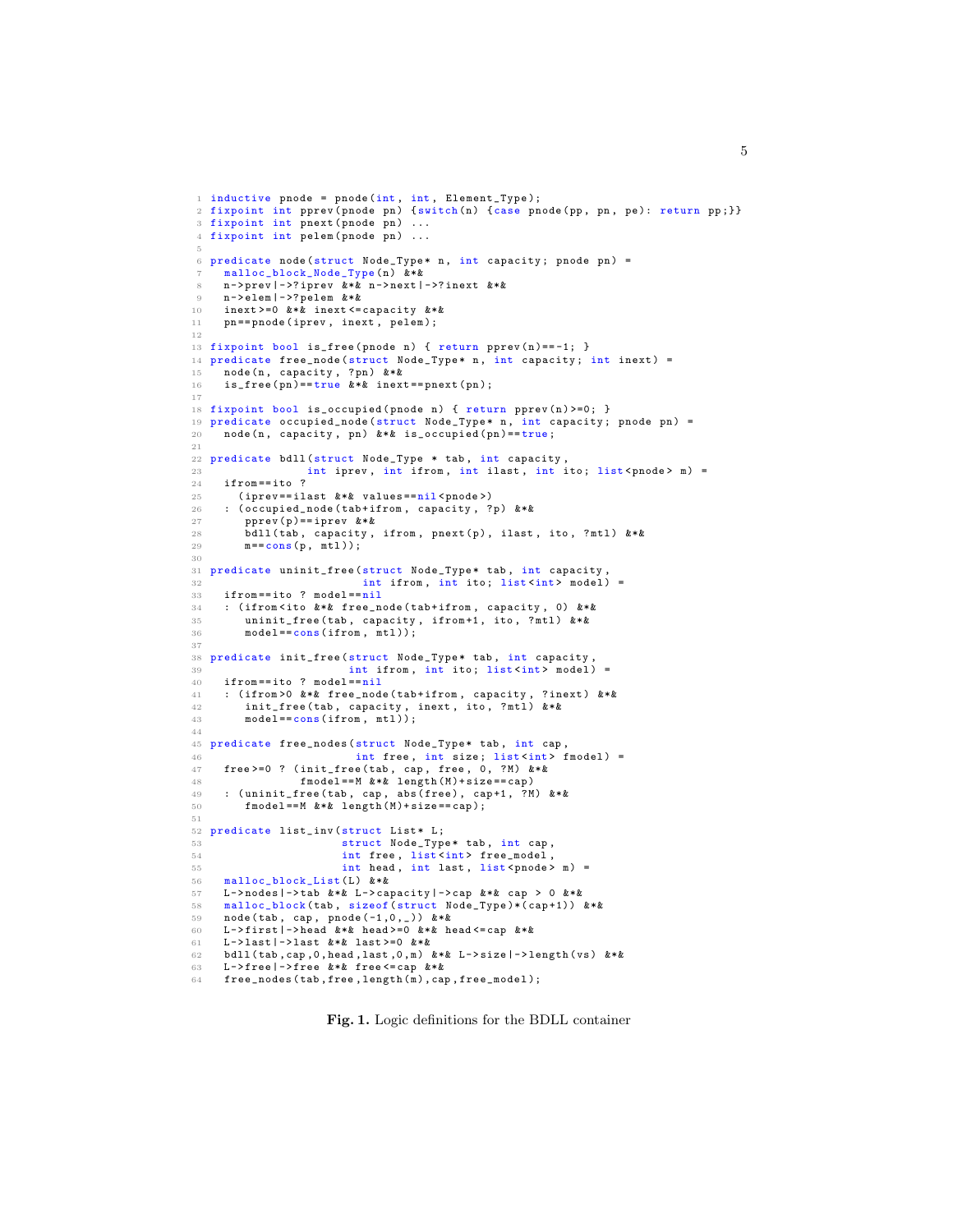```
1  inductive pnode = pnode(int, int, Element_Type);
2  fixpoint int pprev(pnode pn) {switch(n) {case pnode(pp, pn, pe): return pp;}}
3  fixpoint int pnext(pnode pn) ...
4  fixpoint int pelem(pnode pn) ...
5
6  predicate node(struct Node_Type* n, int capacity; pnode pn) =
7    malloc_block_Node_Type(n) &*&
8    n->prev|->?iprev &*& n->next|->?inext &*&
9    n->elem|->?pelem &*&
10   inext>=0 &*& inext<=capacity &*&
11   pn==pnode(iprev, inext, pelem);
12
13 fixpoint bool is_free(pnode n) { return pprev(n)==-1; }
14 predicate free_node(struct Node_Type* n, int capacity; int inext) =
15   node(n, capacity, ?pn) &*&
16   is_free(pn)==true &*& inext==pnext(pn);
17
18 fixpoint bool is_occupied(pnode n) { return pprev(n)>=0; }
19 predicate occupied_node(struct Node_Type* n, int capacity; pnode pn) =
20   node(n, capacity, pn) &*& is_occupied(pn)==true;
21
22 predicate bdll(struct Node_Type * tab, int capacity,
23              int iprev, int ifrom, int ilast, int ito; list<pnode> m) =
24   ifrom==ito ?
25     (iprev==ilast &*& values==nil<pnode>)
26   : (occupied_node(tab+ifrom, capacity, ?p) &*&
27      pprev(p)==iprev &*&
28      bdll(tab, capacity, ifrom, pnext(p), ilast, ito, ?mtl) &*&
29      m==cons(p, mtl));
30
31 predicate uninit_free(struct Node_Type* tab, int capacity,
32                       int ifrom, int ito; list<int> model) =
33   ifrom==ito ? model==nil
34   : (ifrom<ito &*& free_node(tab+ifrom, capacity, 0) &*&
35      uninit_free(tab, capacity, ifrom+1, ito, ?mtl) &*&
36      model==cons(ifrom, mtl));
37
38 predicate init_free(struct Node_Type* tab, int capacity,
39                     int ifrom, int ito; list<int> model) =
40   ifrom==ito ? model==nil
41   : (ifrom>0 &*& free_node(tab+ifrom, capacity, ?inext) &*&
42      init_free(tab, capacity, inext, ito, ?mtl) &*&
43      model==cons(ifrom, mtl));
44
45 predicate free_nodes(struct Node_Type* tab, int cap,
46                      int free, int size; list<int> fmodel) =
47   free>=0 ? (init_free(tab, cap, free, 0, ?M) &*&
48             fmodel==M &*& length(M)+size==cap)
49   : (uninit_free(tab, cap, abs(free), cap+1, ?M) &*&
50      fmodel==M &*& length(M)+size==cap);
51
52 predicate list_inv(struct List* L;
53                    struct Node_Type* tab, int cap,
54                    int free, list<int> free_model,
55                    int head, int last, list<pnode> m) =
56   malloc_block_List(L) &*&
57   L->nodes|->tab &*& L->capacity|->cap &*& cap > 0 &*&
58   malloc_block(tab, sizeof(struct Node_Type)*(cap+1)) &*&
59   node(tab, cap, pnode(-1,0,_)) &*&
60   L->first|->head &*& head>=0 &*& head<=cap &*&
61   L->last|->last &*& last>=0 &*&
62   bdll(tab,cap,0,head,last,0,m) &*& L->size|->length(vs) &*&
63   L->free|->free &*& free<=cap &*&
64   free_nodes(tab,free,length(m),cap,free_model);
```

**Fig. 1.** Logic definitions for the BDLL container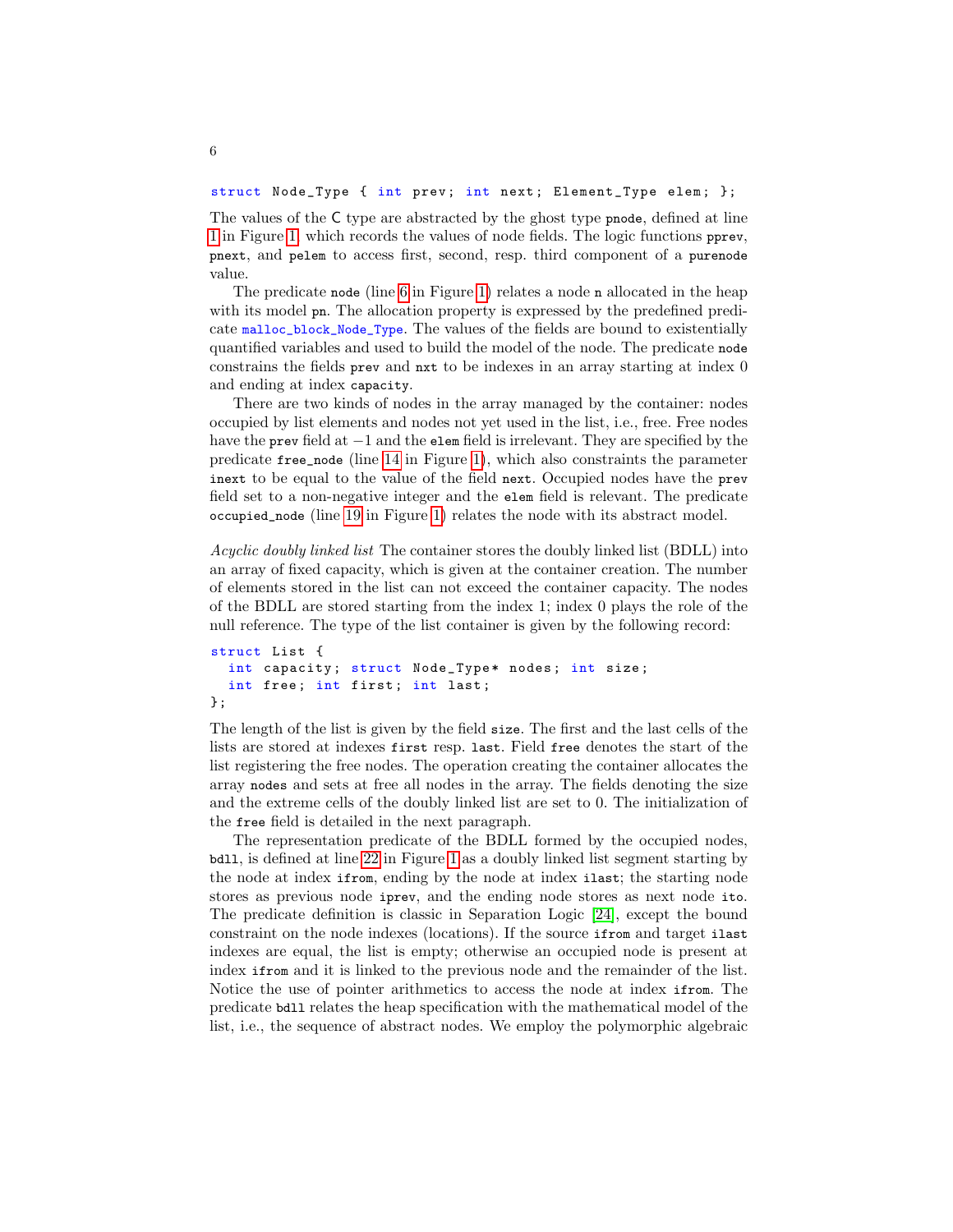```
struct Node_Type { int prev; int next; Element_Type elem; };
```

The values of the C type are abstracted by the ghost type `pnode`, defined at line 1 in Figure 1, which records the values of node fields. The logic functions `pprev`, `pnext`, and `pelem` to access first, second, resp. third component of a `purenode` value.

The predicate `node` (line 6 in Figure 1) relates a node `n` allocated in the heap with its model `pn`. The allocation property is expressed by the predefined predicate `malloc_block_Node_Type`. The values of the fields are bound to existentially quantified variables and used to build the model of the node. The predicate `node` constrains the fields `prev` and `nxt` to be indexes in an array starting at index 0 and ending at index `capacity`.

There are two kinds of nodes in the array managed by the container: nodes occupied by list elements and nodes not yet used in the list, i.e., free. Free nodes have the `prev` field at $-1$ and the `elem` field is irrelevant. They are specified by the predicate `free_node` (line 14 in Figure 1), which also constraints the parameter `inext` to be equal to the value of the field `next`. Occupied nodes have the `prev` field set to a non-negative integer and the `elem` field is relevant. The predicate `occupied_node` (line 19 in Figure 1) relates the node with its abstract model.

*Acyclic doubly linked list* The container stores the doubly linked list (BDLL) into an array of fixed capacity, which is given at the container creation. The number of elements stored in the list can not exceed the container capacity. The nodes of the BDLL are stored starting from the index 1; index 0 plays the role of the null reference. The type of the list container is given by the following record:

```
struct List {
  int capacity; struct Node_Type* nodes; int size;
  int free; int first; int last;
};
```

The length of the list is given by the field `size`. The first and the last cells of the lists are stored at indexes `first` resp. `last`. Field `free` denotes the start of the list registering the free nodes. The operation creating the container allocates the array `nodes` and sets at free all nodes in the array. The fields denoting the size and the extreme cells of the doubly linked list are set to 0. The initialization of the `free` field is detailed in the next paragraph.

The representation predicate of the BDLL formed by the occupied nodes, `bdll`, is defined at line 22 in Figure 1 as a doubly linked list segment starting by the node at index `ifrom`, ending by the node at index `ilast`; the starting node stores as previous node `iprev`, and the ending node stores as next node `ito`. The predicate definition is classic in Separation Logic [24], except the bound constraint on the node indexes (locations). If the source `ifrom` and target `ilast` indexes are equal, the list is empty; otherwise an occupied node is present at index `ifrom` and it is linked to the previous node and the remainder of the list. Notice the use of pointer arithmetics to access the node at index `ifrom`. The predicate `bdll` relates the heap specification with the mathematical model of the list, i.e., the sequence of abstract nodes. We employ the polymorphic algebraic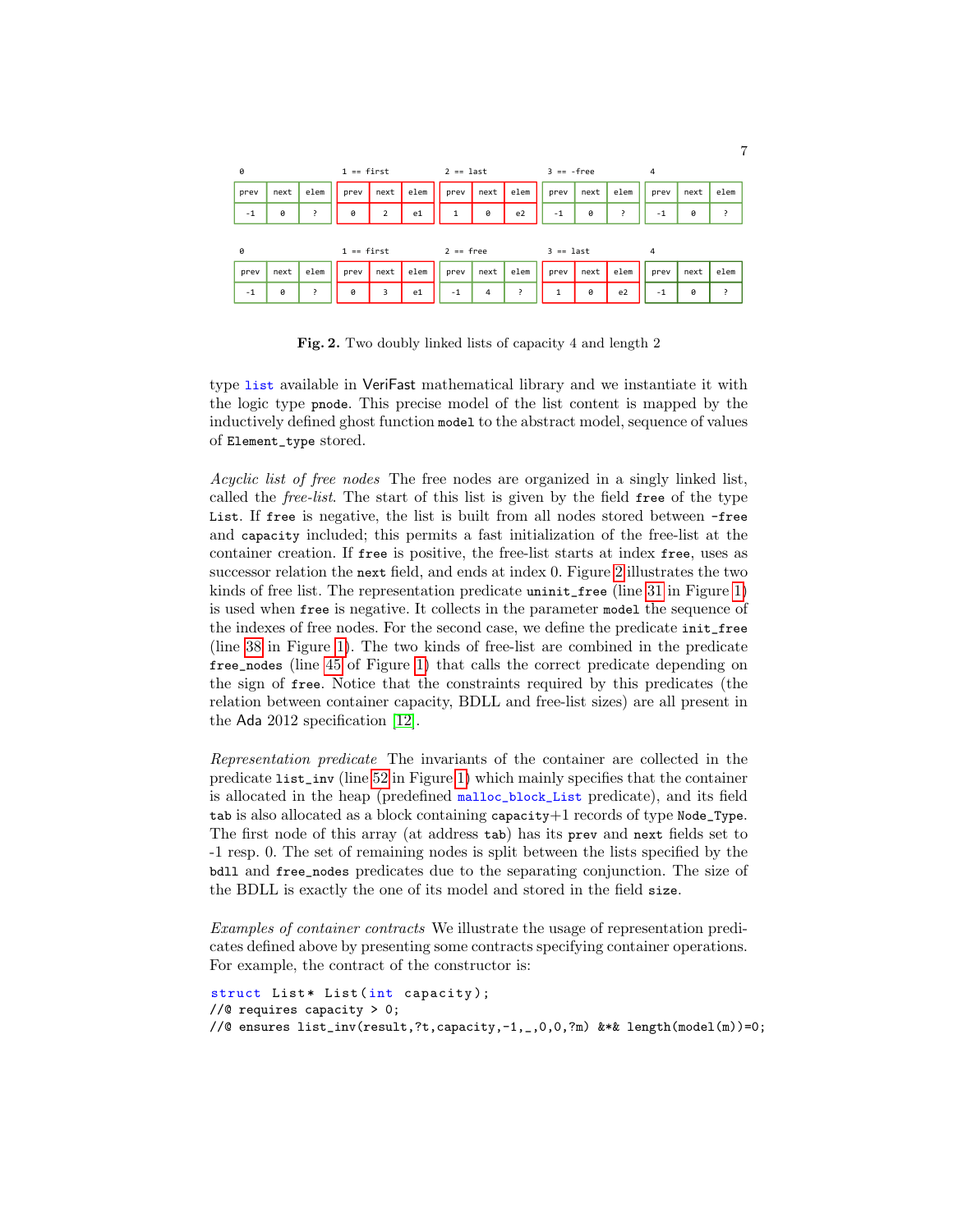| 0 | | | 1 == first | | | 2 == last | | | 3 == -free | | | 4 | | |
|---|---|---|---|---|---|---|---|---|---|---|---|---|---|---|
| prev | next | elem | prev | next | elem | prev | next | elem | prev | next | elem | prev | next | elem |
| -1 | 0 | ? | 0 | 2 | e1 | 1 | 0 | e2 | -1 | 0 | ? | -1 | 0 | ? |

| 0 | | | 1 == first | | | 2 == free | | | 3 == last | | | 4 | | |
|---|---|---|---|---|---|---|---|---|---|---|---|---|---|---|
| prev | next | elem | prev | next | elem | prev | next | elem | prev | next | elem | prev | next | elem |
| -1 | 0 | ? | 0 | 3 | e1 | -1 | 4 | ? | 1 | 0 | e2 | -1 | 0 | ? |

**Fig. 2.** Two doubly linked lists of capacity 4 and length 2

type `list` available in VeriFast mathematical library and we instantiate it with the logic type `pnode`. This precise model of the list content is mapped by the inductively defined ghost function `model` to the abstract model, sequence of values of `Element_type` stored.

*Acyclic list of free nodes* The free nodes are organized in a singly linked list, called the *free-list*. The start of this list is given by the field `free` of the type `List`. If `free` is negative, the list is built from all nodes stored between `-free` and `capacity` included; this permits a fast initialization of the free-list at the container creation. If `free` is positive, the free-list starts at index `free`, uses as successor relation the `next` field, and ends at index 0. Figure 2 illustrates the two kinds of free list. The representation predicate `uninit_free` (line 31 in Figure 1) is used when `free` is negative. It collects in the parameter `model` the sequence of the indexes of free nodes. For the second case, we define the predicate `init_free` (line 38 in Figure 1). The two kinds of free-list are combined in the predicate `free_nodes` (line 45 of Figure 1) that calls the correct predicate depending on the sign of `free`. Notice that the constraints required by this predicates (the relation between container capacity, BDLL and free-list sizes) are all present in the Ada 2012 specification [12].

*Representation predicate* The invariants of the container are collected in the predicate `list_inv` (line 52 in Figure 1) which mainly specifies that the container is allocated in the heap (predefined `malloc_block_List` predicate), and its field `tab` is also allocated as a block containing `capacity`+1 records of type `Node_Type`. The first node of this array (at address `tab`) has its `prev` and `next` fields set to -1 resp. 0. The set of remaining nodes is split between the lists specified by the `bdll` and `free_nodes` predicates due to the separating conjunction. The size of the BDLL is exactly the one of its model and stored in the field `size`.

*Examples of container contracts* We illustrate the usage of representation predicates defined above by presenting some contracts specifying container operations. For example, the contract of the constructor is:

```
struct List* List(int capacity);
//@ requires capacity > 0;
//@ ensures list_inv(result,?t,capacity,-1,_,0,0,?m) &*& length(model(m))=0;
```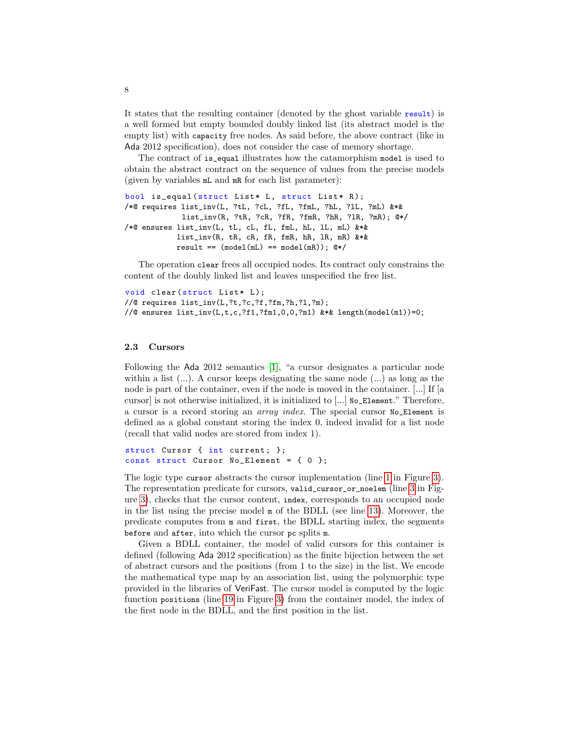It states that the resulting container (denoted by the ghost variable `result`) is a well formed but empty bounded doubly linked list (its abstract model is the empty list) with `capacity` free nodes. As said before, the above contract (like in Ada 2012 specification), does not consider the case of memory shortage.

The contract of `is_equal` illustrates how the catamorphism `model` is used to obtain the abstract contract on the sequence of values from the precise models (given by variables `mL` and `mR` for each list parameter):

```
bool is_equal(struct List* L, struct List* R);
/*@ requires list_inv(L, ?tL, ?cL, ?fL, ?fmL, ?hL, ?lL, ?mL) &*&
             list_inv(R, ?tR, ?cR, ?fR, ?fmR, ?hR, ?lR, ?mR); @*/
/*@ ensures list_inv(L, tL, cL, fL, fmL, hL, lL, mL) &*&
            list_inv(R, tR, cR, fR, fmR, hR, lR, mR) &*&
            result == (model(mL) == model(mR)); @*/
```

The operation `clear` frees all occupied nodes. Its contract only constrains the content of the doubly linked list and leaves unspecified the free list.

```
void clear(struct List* L);
//@ requires list_inv(L,?t,?c,?f,?fm,?h,?l,?m);
//@ ensures list_inv(L,t,c,?f1,?fm1,0,0,?m1) &*& length(model(m1))=0;
```

### 2.3 Cursors

Following the Ada 2012 semantics [1], "a cursor designates a particular node within a list (...). A cursor keeps designating the same node (...) as long as the node is part of the container, even if the node is moved in the container. [...] If [a cursor] is not otherwise initialized, it is initialized to [...] `No_Element`." Therefore, a cursor is a record storing an *array index*. The special cursor `No_Element` is defined as a global constant storing the index 0, indeed invalid for a list node (recall that valid nodes are stored from index 1).

```
struct Cursor { int current; };
const struct Cursor No_Element = { 0 };
```

The logic type `cursor` abstracts the cursor implementation (line 1 in Figure 3). The representation predicate for cursors, `valid_cursor_or_noelem` (line 3 in Figure 3), checks that the cursor content, `index`, corresponds to an occupied node in the list using the precise model `m` of the BDLL (see line 13). Moreover, the predicate computes from `m` and `first`, the BDLL starting index, the segments `before` and `after`, into which the cursor `pc` splits `m`.

Given a BDLL container, the model of valid cursors for this container is defined (following Ada 2012 specification) as the finite bijection between the set of abstract cursors and the positions (from 1 to the size) in the list. We encode the mathematical type map by an association list, using the polymorphic type provided in the libraries of VeriFast. The cursor model is computed by the logic function `positions` (line 19 in Figure 3) from the container model, the index of the first node in the BDLL, and the first position in the list.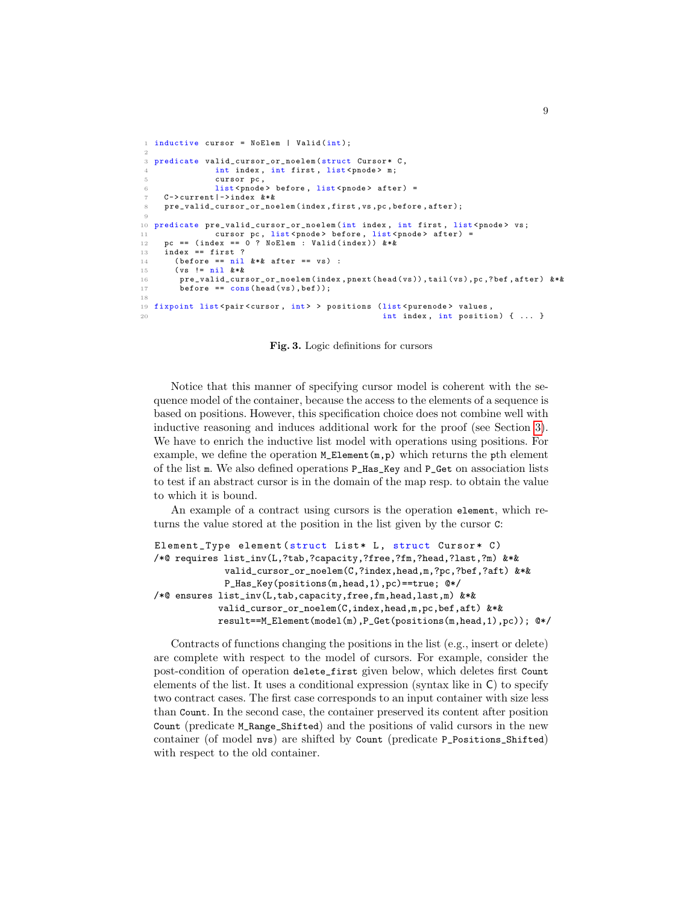```
1  inductive cursor = NoElem | Valid(int);
2
3  predicate valid_cursor_or_noelem(struct Cursor* C,
4              int index, int first, list<pnode> m;
5              cursor pc,
6              list<pnode> before, list<pnode> after) =
7    C->current|->index &*&
8    pre_valid_cursor_or_noelem(index,first,vs,pc,before,after);
9
10 predicate pre_valid_cursor_or_noelem(int index, int first, list<pnode> vs;
11             cursor pc, list<pnode> before, list<pnode> after) =
12   pc == (index == 0 ? NoElem : Valid(index)) &*&
13   index == first ?
14     (before == nil &*& after == vs) :
15     (vs != nil &*&
16      pre_valid_cursor_or_noelem(index,pnext(head(vs)),tail(vs),pc,?bef,after) &*&
17      before == cons(head(vs),bef));
18
19 fixpoint list<pair<cursor, int> > positions (list<purenode> values,
20                                              int index, int position) { ... }
```

**Fig. 3.** Logic definitions for cursors

Notice that this manner of specifying cursor model is coherent with the sequence model of the container, because the access to the elements of a sequence is based on positions. However, this specification choice does not combine well with inductive reasoning and induces additional work for the proof (see Section 3). We have to enrich the inductive list model with operations using positions. For example, we define the operation `M_Element(m,p)` which returns the pth element of the list `m`. We also defined operations `P_Has_Key` and `P_Get` on association lists to test if an abstract cursor is in the domain of the map resp. to obtain the value to which it is bound.

An example of a contract using cursors is the operation `element`, which returns the value stored at the position in the list given by the cursor `C`:

```
Element_Type element(struct List* L, struct Cursor* C)
/*@ requires list_inv(L,?tab,?capacity,?free,?fm,?head,?last,?m) &*&
             valid_cursor_or_noelem(C,?index,head,m,?pc,?bef,?aft) &*&
             P_Has_Key(positions(m,head,1),pc)==true; @*/
/*@ ensures list_inv(L,tab,capacity,free,fm,head,last,m) &*&
            valid_cursor_or_noelem(C,index,head,m,pc,bef,aft) &*&
            result==M_Element(model(m),P_Get(positions(m,head,1),pc)); @*/
```

Contracts of functions changing the positions in the list (e.g., insert or delete) are complete with respect to the model of cursors. For example, consider the post-condition of operation `delete_first` given below, which deletes first `Count` elements of the list. It uses a conditional expression (syntax like in C) to specify two contract cases. The first case corresponds to an input container with size less than `Count`. In the second case, the container preserved its content after position `Count` (predicate `M_Range_Shifted`) and the positions of valid cursors in the new container (of model `nvs`) are shifted by `Count` (predicate `P_Positions_Shifted`) with respect to the old container.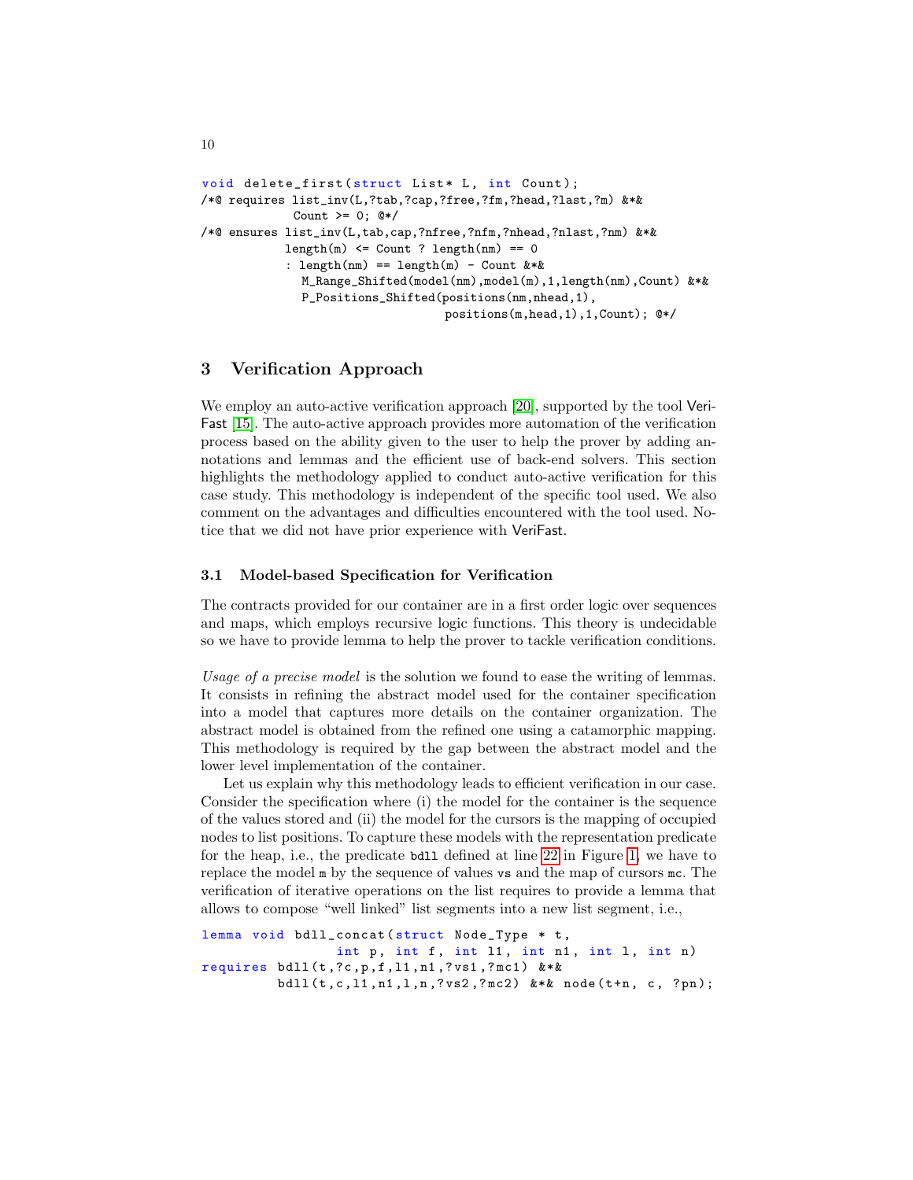```
void delete_first(struct List* L, int Count);
/*@ requires list_inv(L,?tab,?cap,?free,?fm,?head,?last,?m) &*&
             Count >= 0; @*/
/*@ ensures list_inv(L,tab,cap,?nfree,?nfm,?nhead,?nlast,?nm) &*&
            length(m) <= Count ? length(nm) == 0
            : length(nm) == length(m) - Count &*&
              M_Range_Shifted(model(nm),model(m),1,length(nm),Count) &*&
              P_Positions_Shifted(positions(nm,nhead,1),
                                  positions(m,head,1),1,Count); @*/
```

## 3 Verification Approach

We employ an auto-active verification approach [20], supported by the tool VeriFast [15]. The auto-active approach provides more automation of the verification process based on the ability given to the user to help the prover by adding annotations and lemmas and the efficient use of back-end solvers. This section highlights the methodology applied to conduct auto-active verification for this case study. This methodology is independent of the specific tool used. We also comment on the advantages and difficulties encountered with the tool used. Notice that we did not have prior experience with VeriFast.

### 3.1 Model-based Specification for Verification

The contracts provided for our container are in a first order logic over sequences and maps, which employs recursive logic functions. This theory is undecidable so we have to provide lemma to help the prover to tackle verification conditions.

*Usage of a precise model* is the solution we found to ease the writing of lemmas. It consists in refining the abstract model used for the container specification into a model that captures more details on the container organization. The abstract model is obtained from the refined one using a catamorphic mapping. This methodology is required by the gap between the abstract model and the lower level implementation of the container.

Let us explain why this methodology leads to efficient verification in our case. Consider the specification where (i) the model for the container is the sequence of the values stored and (ii) the model for the cursors is the mapping of occupied nodes to list positions. To capture these models with the representation predicate for the heap, i.e., the predicate `bdll` defined at line 22 in Figure 1, we have to replace the model `m` by the sequence of values `vs` and the map of cursors `mc`. The verification of iterative operations on the list requires to provide a lemma that allows to compose "well linked" list segments into a new list segment, i.e.,

```
lemma void bdll_concat(struct Node_Type * t,
                       int p, int f, int l1, int n1, int l, int n)
requires bdll(t,?c,p,f,l1,n1,?vs1,?mc1) &*&
         bdll(t,c,l1,n1,l,n,?vs2,?mc2) &*& node(t+n, c, ?pn);
```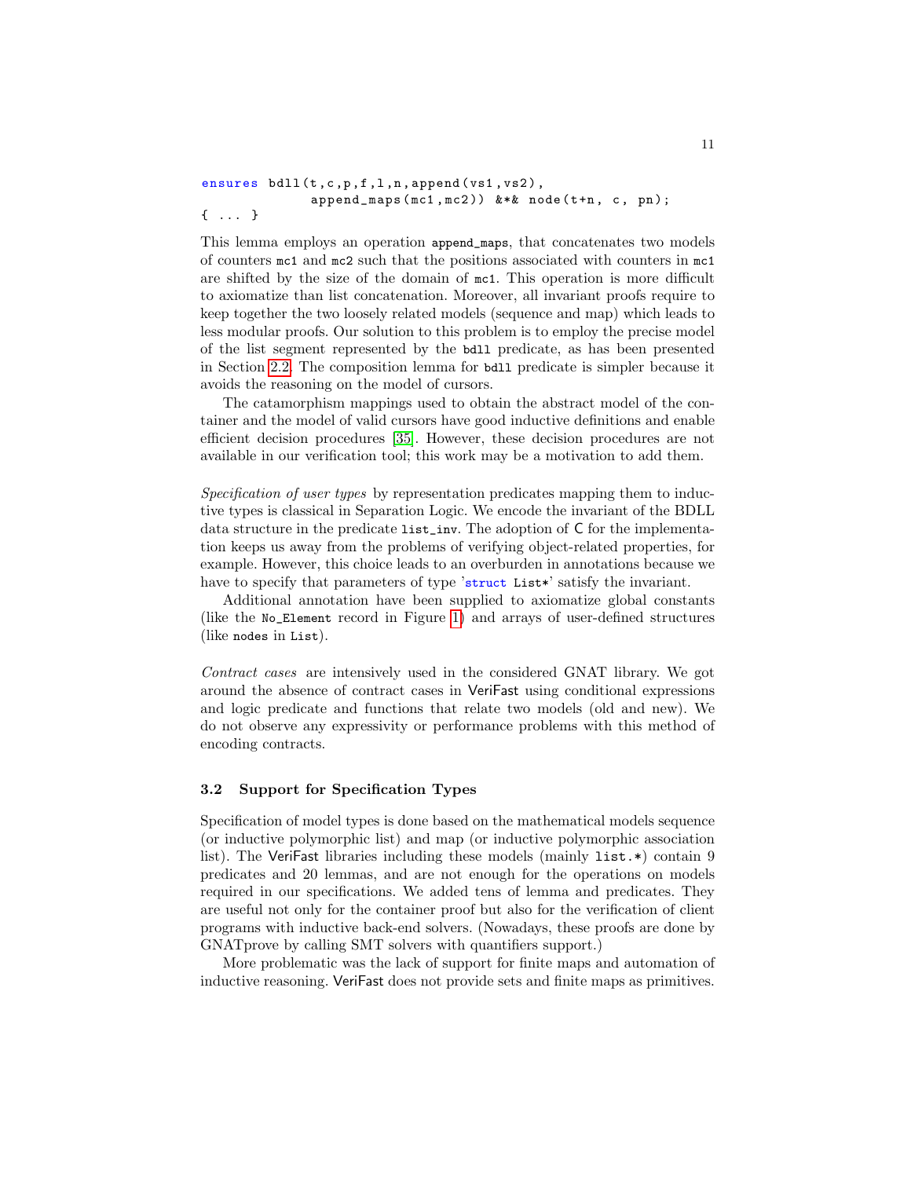```
ensures bdll(t,c,p,f,l,n,append(vs1,vs2),
             append_maps(mc1,mc2)) &*& node(t+n, c, pn);
{ ... }
```

This lemma employs an operation `append_maps`, that concatenates two models of counters `mc1` and `mc2` such that the positions associated with counters in `mc1` are shifted by the size of the domain of `mc1`. This operation is more difficult to axiomatize than list concatenation. Moreover, all invariant proofs require to keep together the two loosely related models (sequence and map) which leads to less modular proofs. Our solution to this problem is to employ the precise model of the list segment represented by the `bdll` predicate, as has been presented in Section 2.2. The composition lemma for `bdll` predicate is simpler because it avoids the reasoning on the model of cursors.

The catamorphism mappings used to obtain the abstract model of the container and the model of valid cursors have good inductive definitions and enable efficient decision procedures [35]. However, these decision procedures are not available in our verification tool; this work may be a motivation to add them.

*Specification of user types* by representation predicates mapping them to inductive types is classical in Separation Logic. We encode the invariant of the BDLL data structure in the predicate `list_inv`. The adoption of C for the implementation keeps us away from the problems of verifying object-related properties, for example. However, this choice leads to an overburden in annotations because we have to specify that parameters of type '`struct List*`' satisfy the invariant.

Additional annotation have been supplied to axiomatize global constants (like the `No_Element` record in Figure 1) and arrays of user-defined structures (like `nodes` in `List`).

*Contract cases* are intensively used in the considered GNAT library. We got around the absence of contract cases in VeriFast using conditional expressions and logic predicate and functions that relate two models (old and new). We do not observe any expressivity or performance problems with this method of encoding contracts.

### 3.2 Support for Specification Types

Specification of model types is done based on the mathematical models sequence (or inductive polymorphic list) and map (or inductive polymorphic association list). The VeriFast libraries including these models (mainly `list.*`) contain 9 predicates and 20 lemmas, and are not enough for the operations on models required in our specifications. We added tens of lemma and predicates. They are useful not only for the container proof but also for the verification of client programs with inductive back-end solvers. (Nowadays, these proofs are done by GNATprove by calling SMT solvers with quantifiers support.)

More problematic was the lack of support for finite maps and automation of inductive reasoning. VeriFast does not provide sets and finite maps as primitives.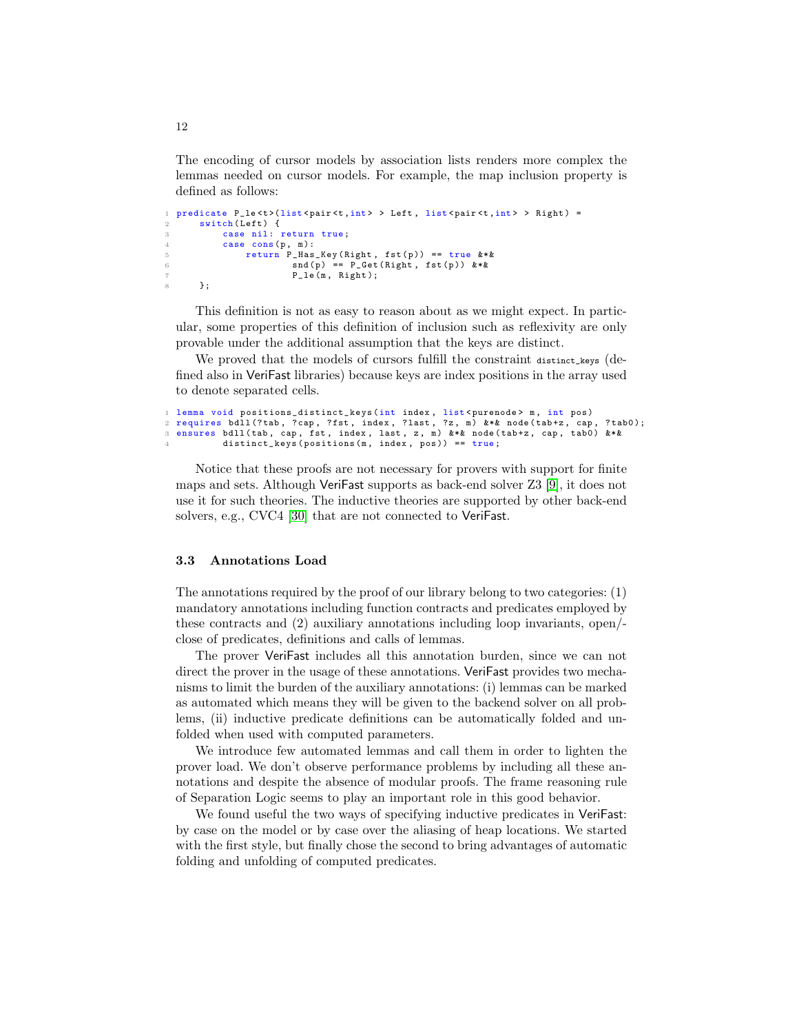The encoding of cursor models by association lists renders more complex the lemmas needed on cursor models. For example, the map inclusion property is defined as follows:

```
predicate P_le<t>(list<pair<t,int> > Left, list<pair<t,int> > Right) =
    switch(Left) {
        case nil: return true;
        case cons(p, m):
            return P_Has_Key(Right, fst(p)) == true &*&
                   snd(p) == P_Get(Right, fst(p)) &*&
                   P_le(m, Right);
    };
```

This definition is not as easy to reason about as we might expect. In particular, some properties of this definition of inclusion such as reflexivity are only provable under the additional assumption that the keys are distinct.

We proved that the models of cursors fulfill the constraint `distinct_keys` (defined also in VeriFast libraries) because keys are index positions in the array used to denote separated cells.

```
lemma void positions_distinct_keys(int index, list<purenode> m, int pos)
requires bdll(?tab, ?cap, ?fst, index, ?last, ?z, m) &*& node(tab+z, cap, ?tab0);
ensures bdll(tab, cap, fst, index, last, z, m) &*& node(tab+z, cap, tab0) &*&
        distinct_keys(positions(m, index, pos)) == true;
```

Notice that these proofs are not necessary for provers with support for finite maps and sets. Although VeriFast supports as back-end solver Z3 [9], it does not use it for such theories. The inductive theories are supported by other back-end solvers, e.g., CVC4 [30] that are not connected to VeriFast.

### 3.3 Annotations Load

The annotations required by the proof of our library belong to two categories: (1) mandatory annotations including function contracts and predicates employed by these contracts and (2) auxiliary annotations including loop invariants, open/-close of predicates, definitions and calls of lemmas.

The prover VeriFast includes all this annotation burden, since we can not direct the prover in the usage of these annotations. VeriFast provides two mechanisms to limit the burden of the auxiliary annotations: (i) lemmas can be marked as automated which means they will be given to the backend solver on all problems, (ii) inductive predicate definitions can be automatically folded and unfolded when used with computed parameters.

We introduce few automated lemmas and call them in order to lighten the prover load. We don't observe performance problems by including all these annotations and despite the absence of modular proofs. The frame reasoning rule of Separation Logic seems to play an important role in this good behavior.

We found useful the two ways of specifying inductive predicates in VeriFast: by case on the model or by case over the aliasing of heap locations. We started with the first style, but finally chose the second to bring advantages of automatic folding and unfolding of computed predicates.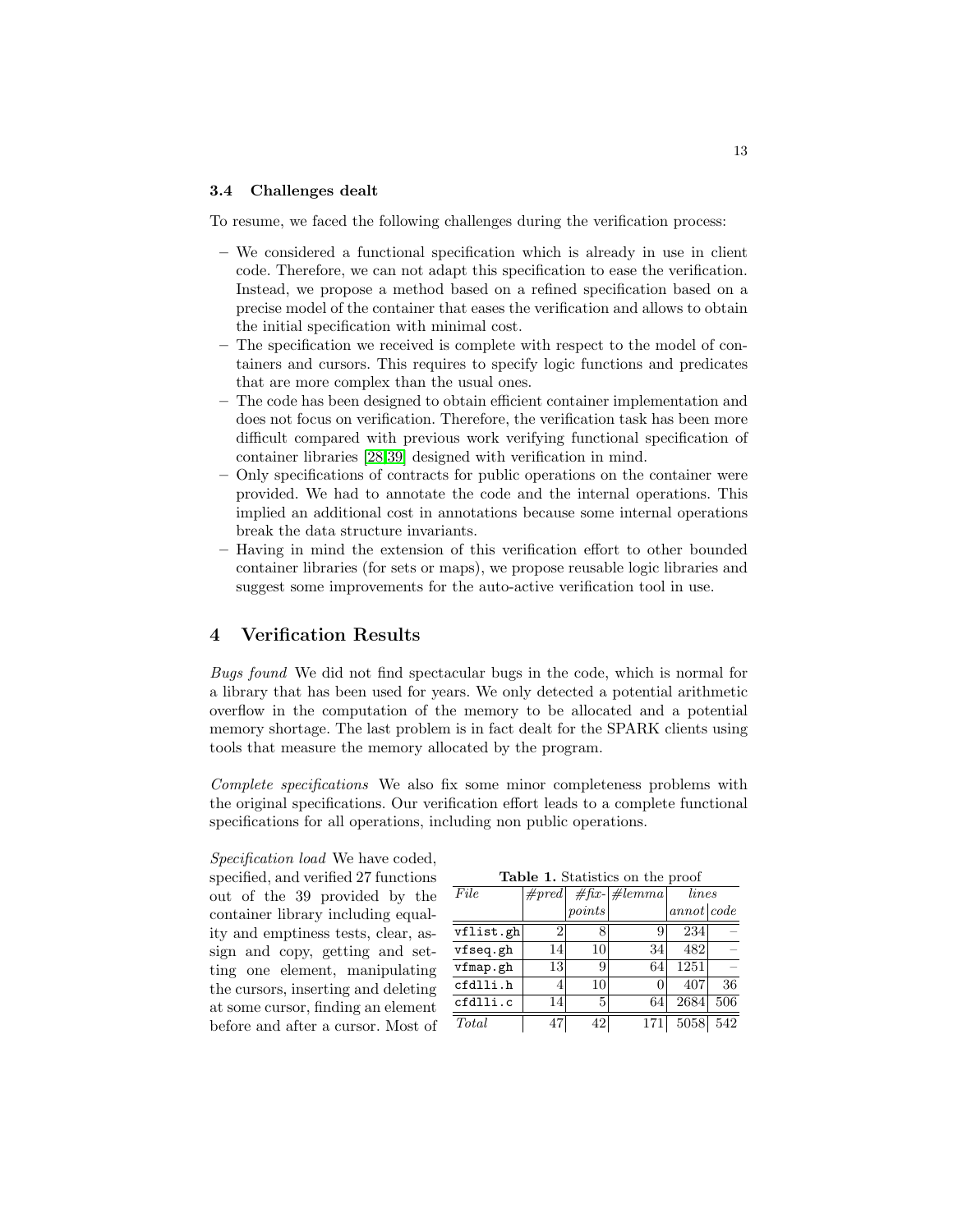### 3.4 Challenges dealt

To resume, we faced the following challenges during the verification process:

– We considered a functional specification which is already in use in client code. Therefore, we can not adapt this specification to ease the verification. Instead, we propose a method based on a refined specification based on a precise model of the container that eases the verification and allows to obtain the initial specification with minimal cost.
– The specification we received is complete with respect to the model of containers and cursors. This requires to specify logic functions and predicates that are more complex than the usual ones.
– The code has been designed to obtain efficient container implementation and does not focus on verification. Therefore, the verification task has been more difficult compared with previous work verifying functional specification of container libraries [28,39] designed with verification in mind.
– Only specifications of contracts for public operations on the container were provided. We had to annotate the code and the internal operations. This implied an additional cost in annotations because some internal operations break the data structure invariants.
– Having in mind the extension of this verification effort to other bounded container libraries (for sets or maps), we propose reusable logic libraries and suggest some improvements for the auto-active verification tool in use.

## 4 Verification Results

*Bugs found* We did not find spectacular bugs in the code, which is normal for a library that has been used for years. We only detected a potential arithmetic overflow in the computation of the memory to be allocated and a potential memory shortage. The last problem is in fact dealt for the SPARK clients using tools that measure the memory allocated by the program.

*Complete specifications* We also fix some minor completeness problems with the original specifications. Our verification effort leads to a complete functional specifications for all operations, including non public operations.

*Specification load* We have coded, specified, and verified 27 functions out of the 39 provided by the container library including equality and emptiness tests, clear, assign and copy, getting and setting one element, manipulating the cursors, inserting and deleting at some cursor, finding an element before and after a cursor. Most of

**Table 1.** Statistics on the proof

| *File* | *#pred* | *#fix-points* | *#lemma* | *lines* | |
|---|---|---|---|---|---|
| | | | | *annot* | *code* |
| `vflist.gh` | 2 | 8 | 9 | 234 | – |
| `vfseq.gh` | 14 | 10 | 34 | 482 | – |
| `vfmap.gh` | 13 | 9 | 64 | 1251 | – |
| `cfdlli.h` | 4 | 10 | 0 | 407 | 36 |
| `cfdlli.c` | 14 | 5 | 64 | 2684 | 506 |
| *Total* | 47 | 42 | 171 | 5058 | 542 |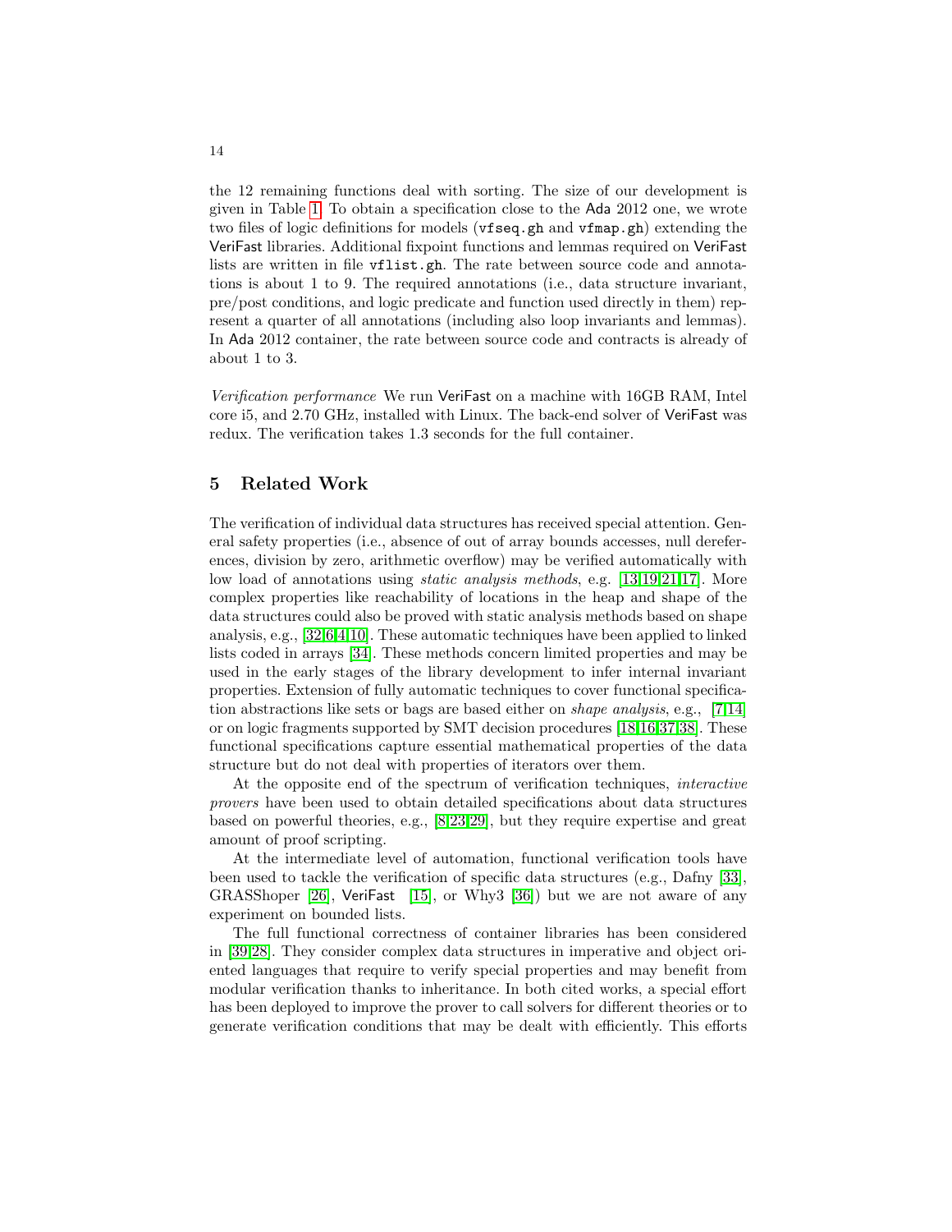the 12 remaining functions deal with sorting. The size of our development is given in Table 1. To obtain a specification close to the Ada 2012 one, we wrote two files of logic definitions for models (`vfseq.gh` and `vfmap.gh`) extending the VeriFast libraries. Additional fixpoint functions and lemmas required on VeriFast lists are written in file `vflist.gh`. The rate between source code and annotations is about 1 to 9. The required annotations (i.e., data structure invariant, pre/post conditions, and logic predicate and function used directly in them) represent a quarter of all annotations (including also loop invariants and lemmas). In Ada 2012 container, the rate between source code and contracts is already of about 1 to 3.

*Verification performance* We run VeriFast on a machine with 16GB RAM, Intel core i5, and 2.70 GHz, installed with Linux. The back-end solver of VeriFast was redux. The verification takes 1.3 seconds for the full container.

## 5 Related Work

The verification of individual data structures has received special attention. General safety properties (i.e., absence of out of array bounds accesses, null dereferences, division by zero, arithmetic overflow) may be verified automatically with low load of annotations using *static analysis methods*, e.g. [13,19,21,17]. More complex properties like reachability of locations in the heap and shape of the data structures could also be proved with static analysis methods based on shape analysis, e.g., [32,6,4,10]. These automatic techniques have been applied to linked lists coded in arrays [34]. These methods concern limited properties and may be used in the early stages of the library development to infer internal invariant properties. Extension of fully automatic techniques to cover functional specification abstractions like sets or bags are based either on *shape analysis*, e.g., [7,14] or on logic fragments supported by SMT decision procedures [18,16,37,38]. These functional specifications capture essential mathematical properties of the data structure but do not deal with properties of iterators over them.

At the opposite end of the spectrum of verification techniques, *interactive provers* have been used to obtain detailed specifications about data structures based on powerful theories, e.g., [8,23,29], but they require expertise and great amount of proof scripting.

At the intermediate level of automation, functional verification tools have been used to tackle the verification of specific data structures (e.g., Dafny [33], GRASShoper [26], VeriFast [15], or Why3 [36]) but we are not aware of any experiment on bounded lists.

The full functional correctness of container libraries has been considered in [39,28]. They consider complex data structures in imperative and object oriented languages that require to verify special properties and may benefit from modular verification thanks to inheritance. In both cited works, a special effort has been deployed to improve the prover to call solvers for different theories or to generate verification conditions that may be dealt with efficiently. This efforts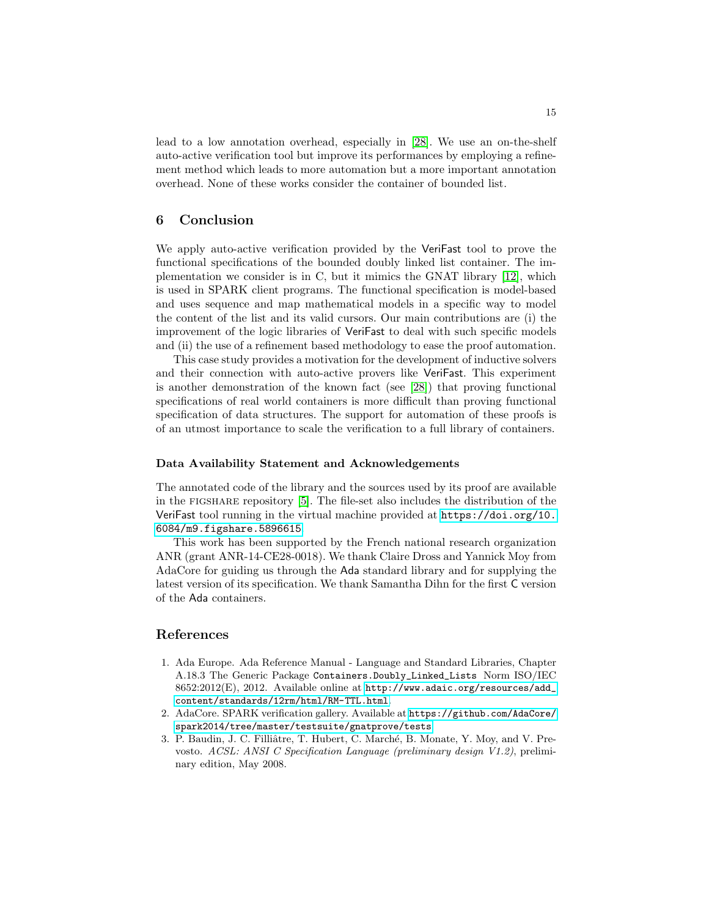lead to a low annotation overhead, especially in [28]. We use an on-the-shelf auto-active verification tool but improve its performances by employing a refinement method which leads to more automation but a more important annotation overhead. None of these works consider the container of bounded list.

## 6 Conclusion

We apply auto-active verification provided by the VeriFast tool to prove the functional specifications of the bounded doubly linked list container. The implementation we consider is in C, but it mimics the GNAT library [12], which is used in SPARK client programs. The functional specification is model-based and uses sequence and map mathematical models in a specific way to model the content of the list and its valid cursors. Our main contributions are (i) the improvement of the logic libraries of VeriFast to deal with such specific models and (ii) the use of a refinement based methodology to ease the proof automation.

This case study provides a motivation for the development of inductive solvers and their connection with auto-active provers like VeriFast. This experiment is another demonstration of the known fact (see [28]) that proving functional specifications of real world containers is more difficult than proving functional specification of data structures. The support for automation of these proofs is of an utmost importance to scale the verification to a full library of containers.

### Data Availability Statement and Acknowledgements

The annotated code of the library and the sources used by its proof are available in the FIGSHARE repository [5]. The file-set also includes the distribution of the VeriFast tool running in the virtual machine provided at https://doi.org/10.6084/m9.figshare.5896615.

This work has been supported by the French national research organization ANR (grant ANR-14-CE28-0018). We thank Claire Dross and Yannick Moy from AdaCore for guiding us through the Ada standard library and for supplying the latest version of its specification. We thank Samantha Dihn for the first C version of the Ada containers.

## References

1. Ada Europe. Ada Reference Manual - Language and Standard Libraries, Chapter A.18.3 The Generic Package `Containers.Doubly_Linked_Lists` Norm ISO/IEC 8652:2012(E), 2012. Available online at http://www.adaic.org/resources/add_content/standards/12rm/html/RM-TTL.html.
2. AdaCore. SPARK verification gallery. Available at https://github.com/AdaCore/spark2014/tree/master/testsuite/gnatprove/tests.
3. P. Baudin, J. C. Filliâtre, T. Hubert, C. Marché, B. Monate, Y. Moy, and V. Prevosto. *ACSL: ANSI C Specification Language (preliminary design V1.2)*, preliminary edition, May 2008.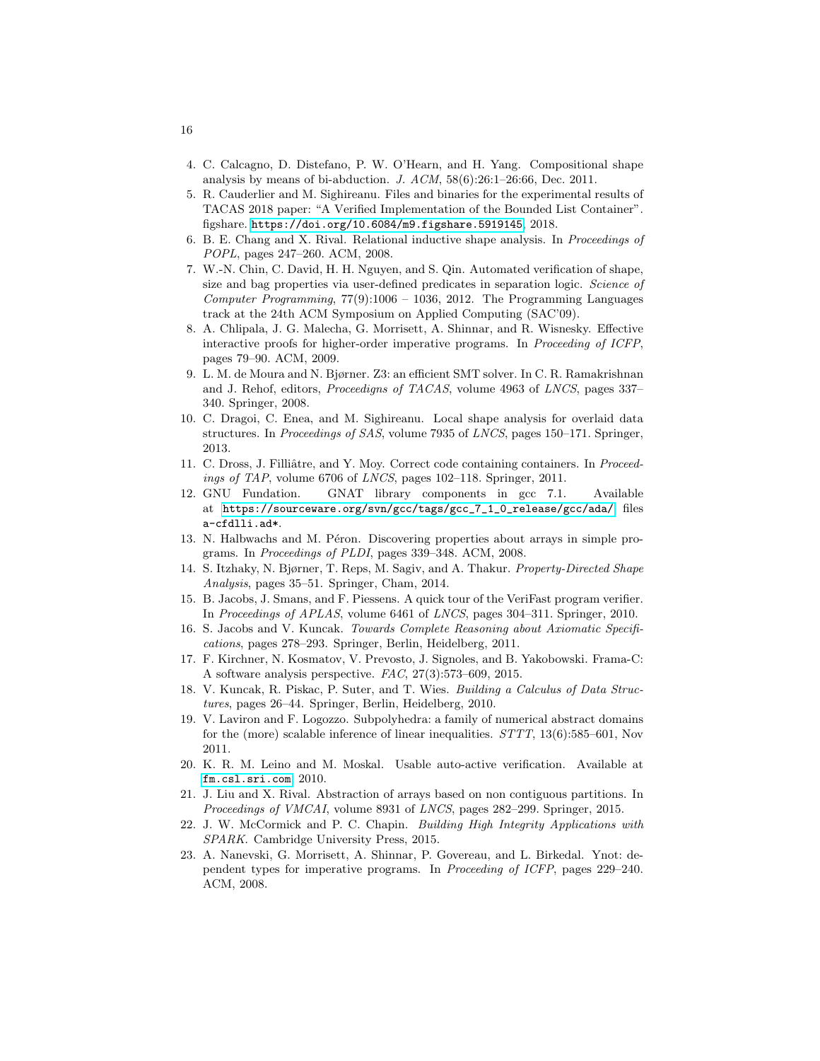4. C. Calcagno, D. Distefano, P. W. O'Hearn, and H. Yang. Compositional shape analysis by means of bi-abduction. *J. ACM*, 58(6):26:1–26:66, Dec. 2011.
5. R. Cauderlier and M. Sighireanu. Files and binaries for the experimental results of TACAS 2018 paper: "A Verified Implementation of the Bounded List Container". figshare. `https://doi.org/10.6084/m9.figshare.5919145`, 2018.
6. B. E. Chang and X. Rival. Relational inductive shape analysis. In *Proceedings of POPL*, pages 247–260. ACM, 2008.
7. W.-N. Chin, C. David, H. H. Nguyen, and S. Qin. Automated verification of shape, size and bag properties via user-defined predicates in separation logic. *Science of Computer Programming*, 77(9):1006 – 1036, 2012. The Programming Languages track at the 24th ACM Symposium on Applied Computing (SAC'09).
8. A. Chlipala, J. G. Malecha, G. Morrisett, A. Shinnar, and R. Wisnesky. Effective interactive proofs for higher-order imperative programs. In *Proceeding of ICFP*, pages 79–90. ACM, 2009.
9. L. M. de Moura and N. Bjørner. Z3: an efficient SMT solver. In C. R. Ramakrishnan and J. Rehof, editors, *Proceedigns of TACAS*, volume 4963 of *LNCS*, pages 337–340. Springer, 2008.
10. C. Dragoi, C. Enea, and M. Sighireanu. Local shape analysis for overlaid data structures. In *Proceedings of SAS*, volume 7935 of *LNCS*, pages 150–171. Springer, 2013.
11. C. Dross, J. Filliâtre, and Y. Moy. Correct code containing containers. In *Proceedings of TAP*, volume 6706 of *LNCS*, pages 102–118. Springer, 2011.
12. GNU Fundation. GNAT library components in gcc 7.1. Available at `https://sourceware.org/svn/gcc/tags/gcc_7_1_0_release/gcc/ada/` files `a-cfdlli.ad*`.
13. N. Halbwachs and M. Péron. Discovering properties about arrays in simple programs. In *Proceedings of PLDI*, pages 339–348. ACM, 2008.
14. S. Itzhaky, N. Bjørner, T. Reps, M. Sagiv, and A. Thakur. *Property-Directed Shape Analysis*, pages 35–51. Springer, Cham, 2014.
15. B. Jacobs, J. Smans, and F. Piessens. A quick tour of the VeriFast program verifier. In *Proceedings of APLAS*, volume 6461 of *LNCS*, pages 304–311. Springer, 2010.
16. S. Jacobs and V. Kuncak. *Towards Complete Reasoning about Axiomatic Specifications*, pages 278–293. Springer, Berlin, Heidelberg, 2011.
17. F. Kirchner, N. Kosmatov, V. Prevosto, J. Signoles, and B. Yakobowski. Frama-C: A software analysis perspective. *FAC*, 27(3):573–609, 2015.
18. V. Kuncak, R. Piskac, P. Suter, and T. Wies. *Building a Calculus of Data Structures*, pages 26–44. Springer, Berlin, Heidelberg, 2010.
19. V. Laviron and F. Logozzo. Subpolyhedra: a family of numerical abstract domains for the (more) scalable inference of linear inequalities. *STTT*, 13(6):585–601, Nov 2011.
20. K. R. M. Leino and M. Moskal. Usable auto-active verification. Available at `fm.csl.sri.com`, 2010.
21. J. Liu and X. Rival. Abstraction of arrays based on non contiguous partitions. In *Proceedings of VMCAI*, volume 8931 of *LNCS*, pages 282–299. Springer, 2015.
22. J. W. McCormick and P. C. Chapin. *Building High Integrity Applications with SPARK*. Cambridge University Press, 2015.
23. A. Nanevski, G. Morrisett, A. Shinnar, P. Govereau, and L. Birkedal. Ynot: dependent types for imperative programs. In *Proceeding of ICFP*, pages 229–240. ACM, 2008.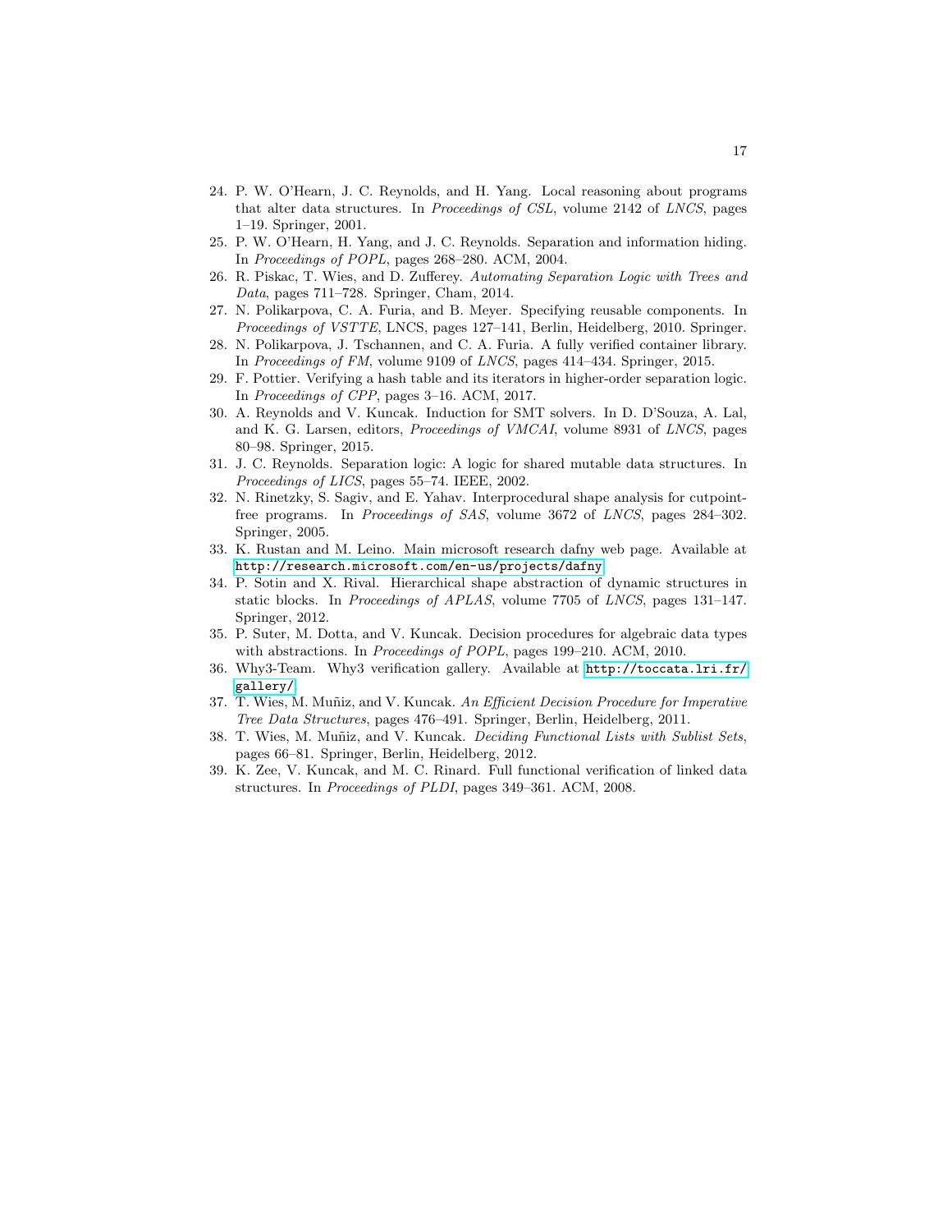24. P. W. O'Hearn, J. C. Reynolds, and H. Yang. Local reasoning about programs that alter data structures. In *Proceedings of CSL*, volume 2142 of *LNCS*, pages 1–19. Springer, 2001.
25. P. W. O'Hearn, H. Yang, and J. C. Reynolds. Separation and information hiding. In *Proceedings of POPL*, pages 268–280. ACM, 2004.
26. R. Piskac, T. Wies, and D. Zufferey. *Automating Separation Logic with Trees and Data*, pages 711–728. Springer, Cham, 2014.
27. N. Polikarpova, C. A. Furia, and B. Meyer. Specifying reusable components. In *Proceedings of VSTTE*, LNCS, pages 127–141, Berlin, Heidelberg, 2010. Springer.
28. N. Polikarpova, J. Tschannen, and C. A. Furia. A fully verified container library. In *Proceedings of FM*, volume 9109 of *LNCS*, pages 414–434. Springer, 2015.
29. F. Pottier. Verifying a hash table and its iterators in higher-order separation logic. In *Proceedings of CPP*, pages 3–16. ACM, 2017.
30. A. Reynolds and V. Kuncak. Induction for SMT solvers. In D. D'Souza, A. Lal, and K. G. Larsen, editors, *Proceedings of VMCAI*, volume 8931 of *LNCS*, pages 80–98. Springer, 2015.
31. J. C. Reynolds. Separation logic: A logic for shared mutable data structures. In *Proceedings of LICS*, pages 55–74. IEEE, 2002.
32. N. Rinetzky, S. Sagiv, and E. Yahav. Interprocedural shape analysis for cutpoint-free programs. In *Proceedings of SAS*, volume 3672 of *LNCS*, pages 284–302. Springer, 2005.
33. K. Rustan and M. Leino. Main microsoft research dafny web page. Available at `http://research.microsoft.com/en-us/projects/dafny`
34. P. Sotin and X. Rival. Hierarchical shape abstraction of dynamic structures in static blocks. In *Proceedings of APLAS*, volume 7705 of *LNCS*, pages 131–147. Springer, 2012.
35. P. Suter, M. Dotta, and V. Kuncak. Decision procedures for algebraic data types with abstractions. In *Proceedings of POPL*, pages 199–210. ACM, 2010.
36. Why3-Team. Why3 verification gallery. Available at `http://toccata.lri.fr/gallery/`
37. T. Wies, M. Muñiz, and V. Kuncak. *An Efficient Decision Procedure for Imperative Tree Data Structures*, pages 476–491. Springer, Berlin, Heidelberg, 2011.
38. T. Wies, M. Muñiz, and V. Kuncak. *Deciding Functional Lists with Sublist Sets*, pages 66–81. Springer, Berlin, Heidelberg, 2012.
39. K. Zee, V. Kuncak, and M. C. Rinard. Full functional verification of linked data structures. In *Proceedings of PLDI*, pages 349–361. ACM, 2008.